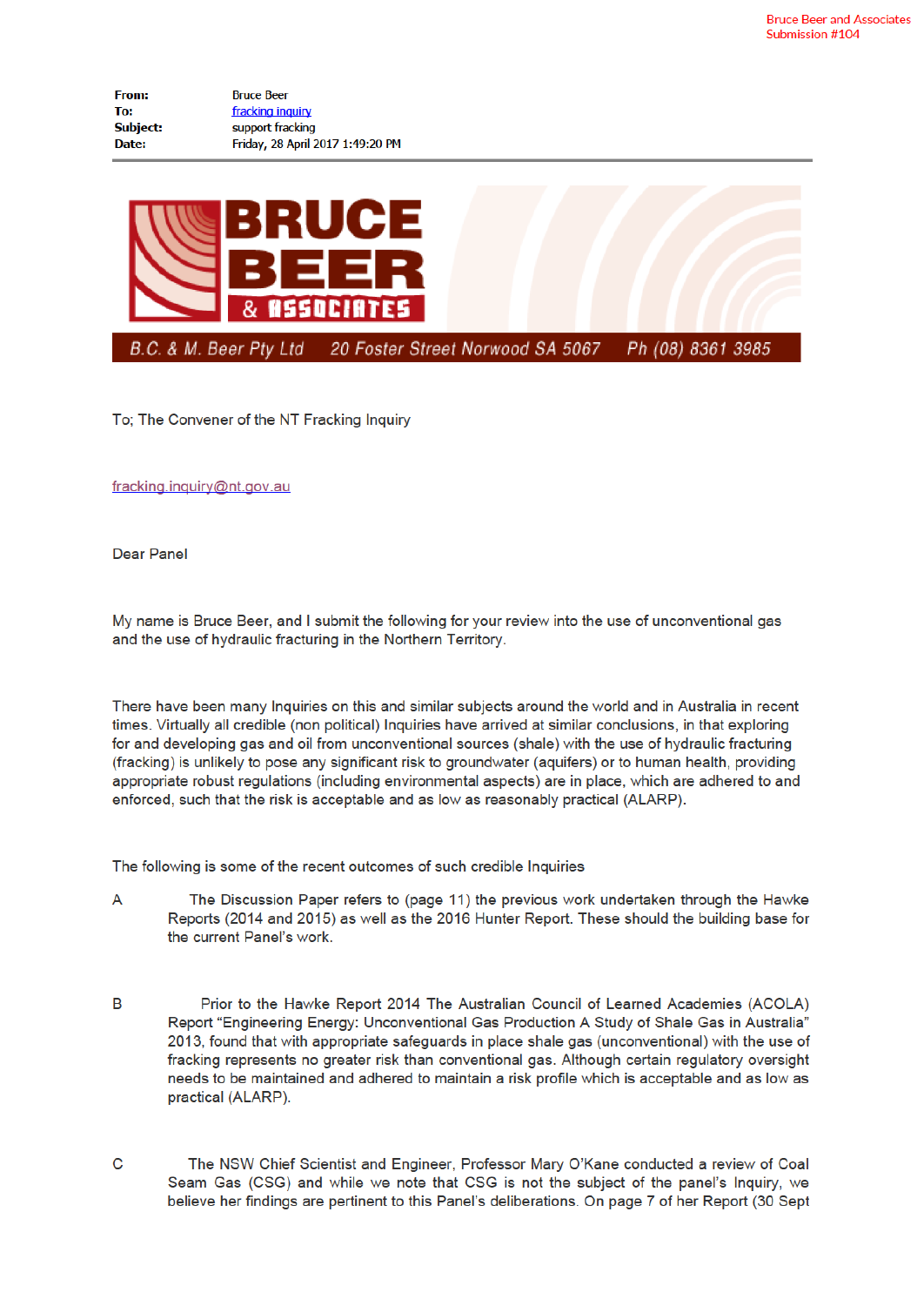Bruce Beer and Associates
Submission #104

| | |
|---|---|
| **From:** | Bruce Beer |
| **To:** | fracking inquiry |
| **Subject:** | support fracking |
| **Date:** | Friday, 28 April 2017 1:49:20 PM |

**BRUCE BEER & ASSOCIATES**

B.C. & M. Beer Pty Ltd 20 Foster Street Norwood SA 5067 Ph (08) 8361 3985

To; The Convener of the NT Fracking Inquiry

fracking.inquiry@nt.gov.au

Dear Panel

My name is Bruce Beer, and I submit the following for your review into the use of unconventional gas and the use of hydraulic fracturing in the Northern Territory.

There have been many Inquiries on this and similar subjects around the world and in Australia in recent times. Virtually all credible (non political) Inquiries have arrived at similar conclusions, in that exploring for and developing gas and oil from unconventional sources (shale) with the use of hydraulic fracturing (fracking) is unlikely to pose any significant risk to groundwater (aquifers) or to human health, providing appropriate robust regulations (including environmental aspects) are in place, which are adhered to and enforced, such that the risk is acceptable and as low as reasonably practical (ALARP).

The following is some of the recent outcomes of such credible Inquiries

A The Discussion Paper refers to (page 11) the previous work undertaken through the Hawke Reports (2014 and 2015) as well as the 2016 Hunter Report. These should the building base for the current Panel's work.

B Prior to the Hawke Report 2014 The Australian Council of Learned Academies (ACOLA) Report "Engineering Energy: Unconventional Gas Production A Study of Shale Gas in Australia" 2013, found that with appropriate safeguards in place shale gas (unconventional) with the use of fracking represents no greater risk than conventional gas. Although certain regulatory oversight needs to be maintained and adhered to maintain a risk profile which is acceptable and as low as practical (ALARP).

C The NSW Chief Scientist and Engineer, Professor Mary O'Kane conducted a review of Coal Seam Gas (CSG) and while we note that CSG is not the subject of the panel's Inquiry, we believe her findings are pertinent to this Panel's deliberations. On page 7 of her Report (30 Sept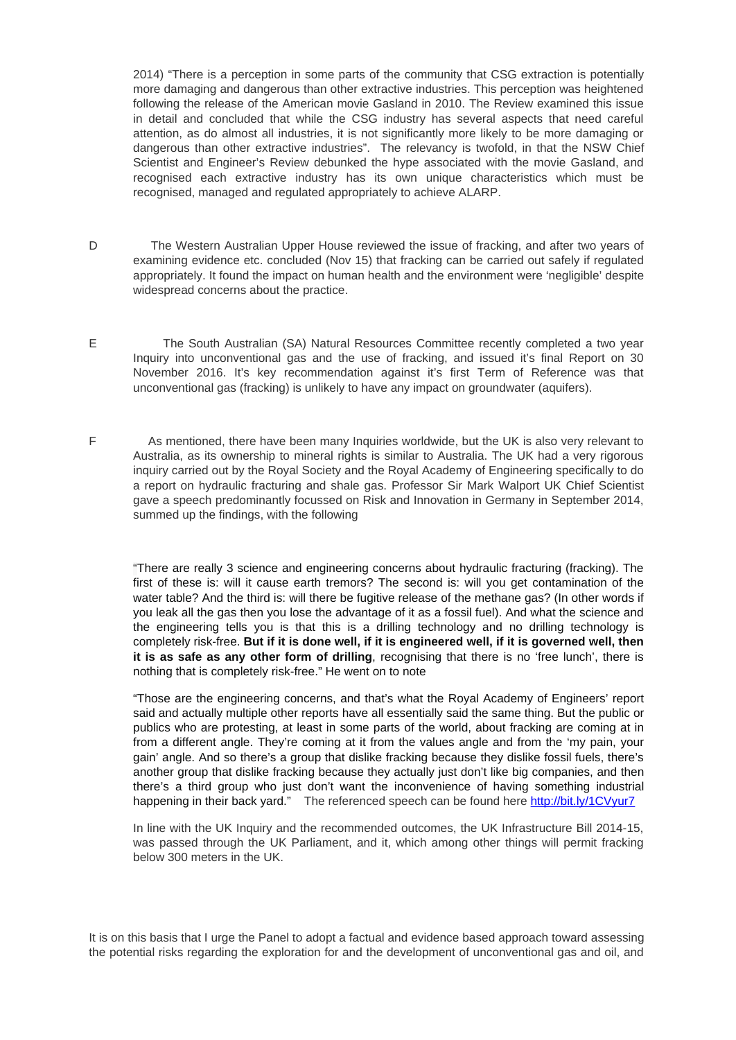2014) "There is a perception in some parts of the community that CSG extraction is potentially more damaging and dangerous than other extractive industries. This perception was heightened following the release of the American movie Gasland in 2010. The Review examined this issue in detail and concluded that while the CSG industry has several aspects that need careful attention, as do almost all industries, it is not significantly more likely to be more damaging or dangerous than other extractive industries". The relevancy is twofold, in that the NSW Chief Scientist and Engineer's Review debunked the hype associated with the movie Gasland, and recognised each extractive industry has its own unique characteristics which must be recognised, managed and regulated appropriately to achieve ALARP.

D The Western Australian Upper House reviewed the issue of fracking, and after two years of examining evidence etc. concluded (Nov 15) that fracking can be carried out safely if regulated appropriately. It found the impact on human health and the environment were 'negligible' despite widespread concerns about the practice.

E The South Australian (SA) Natural Resources Committee recently completed a two year Inquiry into unconventional gas and the use of fracking, and issued it's final Report on 30 November 2016. It's key recommendation against it's first Term of Reference was that unconventional gas (fracking) is unlikely to have any impact on groundwater (aquifers).

F As mentioned, there have been many Inquiries worldwide, but the UK is also very relevant to Australia, as its ownership to mineral rights is similar to Australia. The UK had a very rigorous inquiry carried out by the Royal Society and the Royal Academy of Engineering specifically to do a report on hydraulic fracturing and shale gas. Professor Sir Mark Walport UK Chief Scientist gave a speech predominantly focussed on Risk and Innovation in Germany in September 2014, summed up the findings, with the following

"There are really 3 science and engineering concerns about hydraulic fracturing (fracking). The first of these is: will it cause earth tremors? The second is: will you get contamination of the water table? And the third is: will there be fugitive release of the methane gas? (In other words if you leak all the gas then you lose the advantage of it as a fossil fuel). And what the science and the engineering tells you is that this is a drilling technology and no drilling technology is completely risk-free. **But if it is done well, if it is engineered well, if it is governed well, then it is as safe as any other form of drilling**, recognising that there is no 'free lunch', there is nothing that is completely risk-free." He went on to note

"Those are the engineering concerns, and that's what the Royal Academy of Engineers' report said and actually multiple other reports have all essentially said the same thing. But the public or publics who are protesting, at least in some parts of the world, about fracking are coming at in from a different angle. They're coming at it from the values angle and from the 'my pain, your gain' angle. And so there's a group that dislike fracking because they dislike fossil fuels, there's another group that dislike fracking because they actually just don't like big companies, and then there's a third group who just don't want the inconvenience of having something industrial happening in their back yard." The referenced speech can be found here [http://bit.ly/1CVyur7](http://bit.ly/1CVyur7)

In line with the UK Inquiry and the recommended outcomes, the UK Infrastructure Bill 2014-15, was passed through the UK Parliament, and it, which among other things will permit fracking below 300 meters in the UK.

It is on this basis that I urge the Panel to adopt a factual and evidence based approach toward assessing the potential risks regarding the exploration for and the development of unconventional gas and oil, and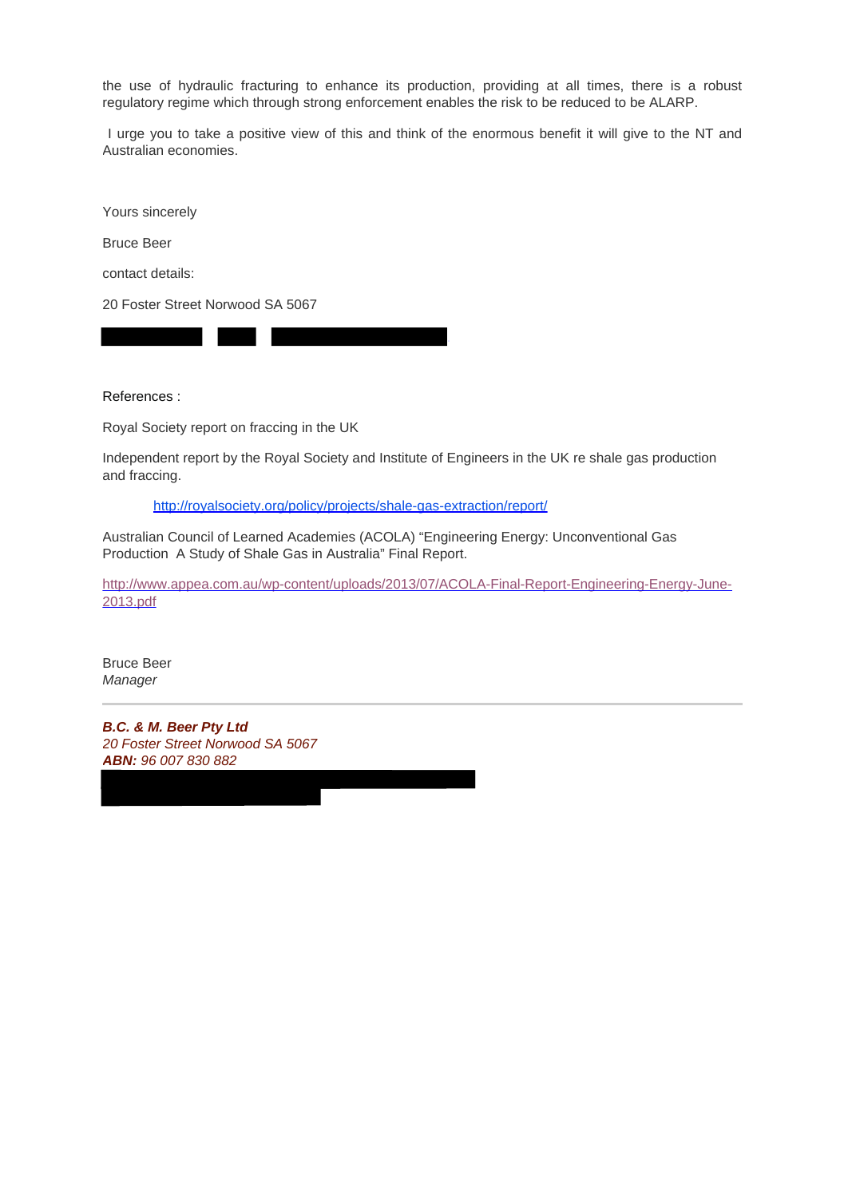the use of hydraulic fracturing to enhance its production, providing at all times, there is a robust regulatory regime which through strong enforcement enables the risk to be reduced to be ALARP.

I urge you to take a positive view of this and think of the enormous benefit it will give to the NT and Australian economies.

Yours sincerely

Bruce Beer

contact details:

20 Foster Street Norwood SA 5067

References :

Royal Society report on fraccing in the UK

Independent report by the Royal Society and Institute of Engineers in the UK re shale gas production and fraccing.

http://royalsociety.org/policy/projects/shale-gas-extraction/report/

Australian Council of Learned Academies (ACOLA) "Engineering Energy: Unconventional Gas Production A Study of Shale Gas in Australia" Final Report.

http://www.appea.com.au/wp-content/uploads/2013/07/ACOLA-Final-Report-Engineering-Energy-June-2013.pdf

Bruce Beer
*Manager*

---

***B.C. & M. Beer Pty Ltd***
*20 Foster Street Norwood SA 5067*
***ABN:*** *96 007 830 882*